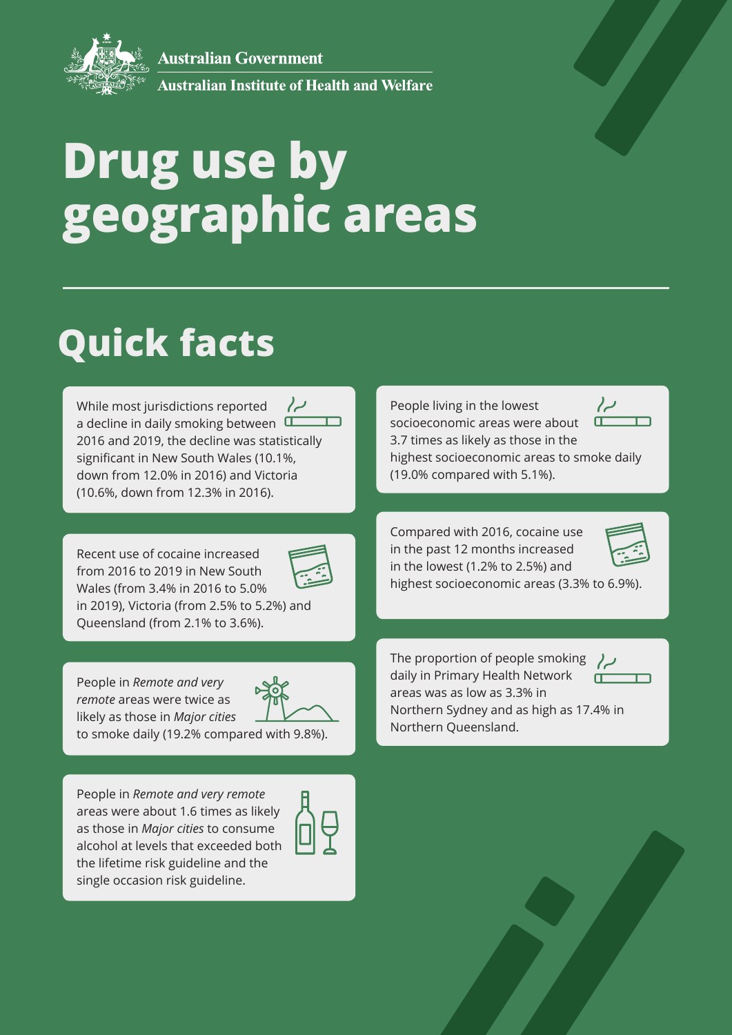Australian Government

Australian Institute of Health and Welfare

# Drug use by geographic areas

## Quick facts

While most jurisdictions reported a decline in daily smoking between 2016 and 2019, the decline was statistically significant in New South Wales (10.1%, down from 12.0% in 2016) and Victoria (10.6%, down from 12.3% in 2016).

Recent use of cocaine increased from 2016 to 2019 in New South Wales (from 3.4% in 2016 to 5.0% in 2019), Victoria (from 2.5% to 5.2%) and Queensland (from 2.1% to 3.6%).

People in *Remote and very remote* areas were twice as likely as those in *Major cities* to smoke daily (19.2% compared with 9.8%).

People in *Remote and very remote* areas were about 1.6 times as likely as those in *Major cities* to consume alcohol at levels that exceeded both the lifetime risk guideline and the single occasion risk guideline.

People living in the lowest socioeconomic areas were about 3.7 times as likely as those in the highest socioeconomic areas to smoke daily (19.0% compared with 5.1%).

Compared with 2016, cocaine use in the past 12 months increased in the lowest (1.2% to 2.5%) and highest socioeconomic areas (3.3% to 6.9%).

The proportion of people smoking daily in Primary Health Network areas was as low as 3.3% in Northern Sydney and as high as 17.4% in Northern Queensland.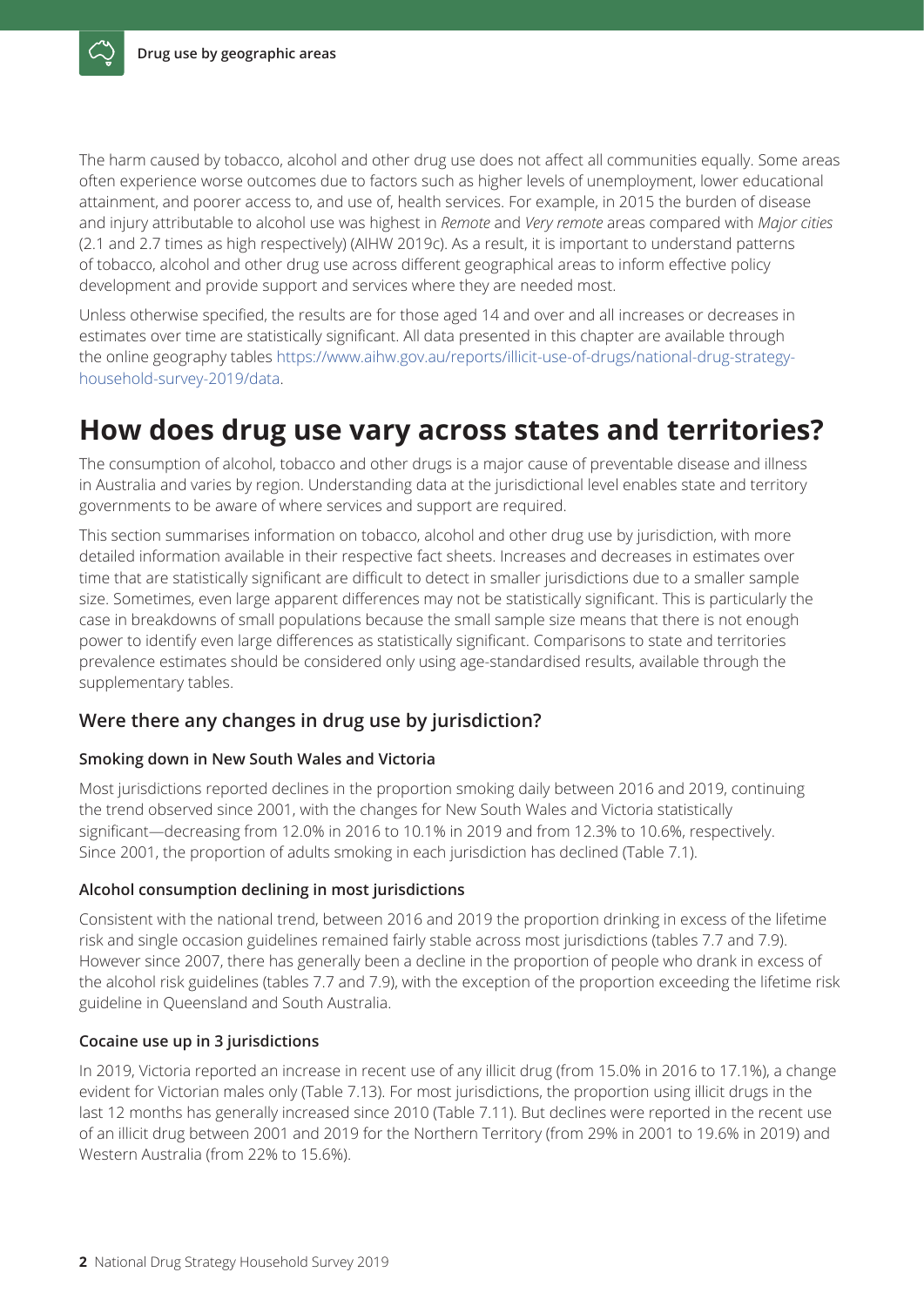The harm caused by tobacco, alcohol and other drug use does not affect all communities equally. Some areas often experience worse outcomes due to factors such as higher levels of unemployment, lower educational attainment, and poorer access to, and use of, health services. For example, in 2015 the burden of disease and injury attributable to alcohol use was highest in *Remote* and *Very remote* areas compared with *Major cities* (2.1 and 2.7 times as high respectively) (AIHW 2019c). As a result, it is important to understand patterns of tobacco, alcohol and other drug use across different geographical areas to inform effective policy development and provide support and services where they are needed most.

Unless otherwise specified, the results are for those aged 14 and over and all increases or decreases in estimates over time are statistically significant. All data presented in this chapter are available through the online geography tables https://www.aihw.gov.au/reports/illicit-use-of-drugs/national-drug-strategy-household-survey-2019/data.

# How does drug use vary across states and territories?

The consumption of alcohol, tobacco and other drugs is a major cause of preventable disease and illness in Australia and varies by region. Understanding data at the jurisdictional level enables state and territory governments to be aware of where services and support are required.

This section summarises information on tobacco, alcohol and other drug use by jurisdiction, with more detailed information available in their respective fact sheets. Increases and decreases in estimates over time that are statistically significant are difficult to detect in smaller jurisdictions due to a smaller sample size. Sometimes, even large apparent differences may not be statistically significant. This is particularly the case in breakdowns of small populations because the small sample size means that there is not enough power to identify even large differences as statistically significant. Comparisons to state and territories prevalence estimates should be considered only using age-standardised results, available through the supplementary tables.

## Were there any changes in drug use by jurisdiction?

### Smoking down in New South Wales and Victoria

Most jurisdictions reported declines in the proportion smoking daily between 2016 and 2019, continuing the trend observed since 2001, with the changes for New South Wales and Victoria statistically significant—decreasing from 12.0% in 2016 to 10.1% in 2019 and from 12.3% to 10.6%, respectively. Since 2001, the proportion of adults smoking in each jurisdiction has declined (Table 7.1).

### Alcohol consumption declining in most jurisdictions

Consistent with the national trend, between 2016 and 2019 the proportion drinking in excess of the lifetime risk and single occasion guidelines remained fairly stable across most jurisdictions (tables 7.7 and 7.9). However since 2007, there has generally been a decline in the proportion of people who drank in excess of the alcohol risk guidelines (tables 7.7 and 7.9), with the exception of the proportion exceeding the lifetime risk guideline in Queensland and South Australia.

### Cocaine use up in 3 jurisdictions

In 2019, Victoria reported an increase in recent use of any illicit drug (from 15.0% in 2016 to 17.1%), a change evident for Victorian males only (Table 7.13). For most jurisdictions, the proportion using illicit drugs in the last 12 months has generally increased since 2010 (Table 7.11). But declines were reported in the recent use of an illicit drug between 2001 and 2019 for the Northern Territory (from 29% in 2001 to 19.6% in 2019) and Western Australia (from 22% to 15.6%).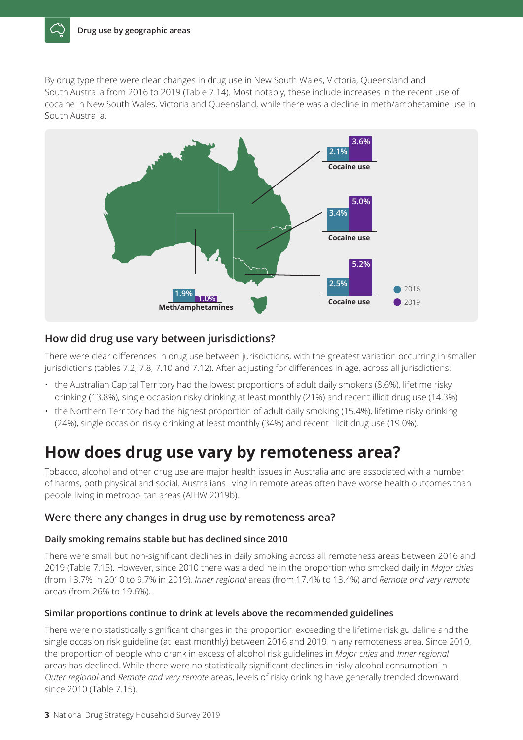By drug type there were clear changes in drug use in New South Wales, Victoria, Queensland and South Australia from 2016 to 2019 (Table 7.14). Most notably, these include increases in the recent use of cocaine in New South Wales, Victoria and Queensland, while there was a decline in meth/amphetamine use in South Australia.

| | 2016 | 2019 |
|---|---|---|
| Cocaine use (Queensland) | 2.1% | 3.6% |
| Cocaine use (New South Wales) | 3.4% | 5.0% |
| Cocaine use (Victoria) | 2.5% | 5.2% |
| Meth/amphetamines (South Australia) | 1.9% | 1.0% |

## How did drug use vary between jurisdictions?

There were clear differences in drug use between jurisdictions, with the greatest variation occurring in smaller jurisdictions (tables 7.2, 7.8, 7.10 and 7.12). After adjusting for differences in age, across all jurisdictions:

- the Australian Capital Territory had the lowest proportions of adult daily smokers (8.6%), lifetime risky drinking (13.8%), single occasion risky drinking at least monthly (21%) and recent illicit drug use (14.3%)
- the Northern Territory had the highest proportion of adult daily smoking (15.4%), lifetime risky drinking (24%), single occasion risky drinking at least monthly (34%) and recent illicit drug use (19.0%).

# How does drug use vary by remoteness area?

Tobacco, alcohol and other drug use are major health issues in Australia and are associated with a number of harms, both physical and social. Australians living in remote areas often have worse health outcomes than people living in metropolitan areas (AIHW 2019b).

## Were there any changes in drug use by remoteness area?

### Daily smoking remains stable but has declined since 2010

There were small but non-significant declines in daily smoking across all remoteness areas between 2016 and 2019 (Table 7.15). However, since 2010 there was a decline in the proportion who smoked daily in *Major cities* (from 13.7% in 2010 to 9.7% in 2019), *Inner regional* areas (from 17.4% to 13.4%) and *Remote and very remote* areas (from 26% to 19.6%).

### Similar proportions continue to drink at levels above the recommended guidelines

There were no statistically significant changes in the proportion exceeding the lifetime risk guideline and the single occasion risk guideline (at least monthly) between 2016 and 2019 in any remoteness area. Since 2010, the proportion of people who drank in excess of alcohol risk guidelines in *Major cities* and *Inner regional* areas has declined. While there were no statistically significant declines in risky alcohol consumption in *Outer regional* and *Remote and very remote* areas, levels of risky drinking have generally trended downward since 2010 (Table 7.15).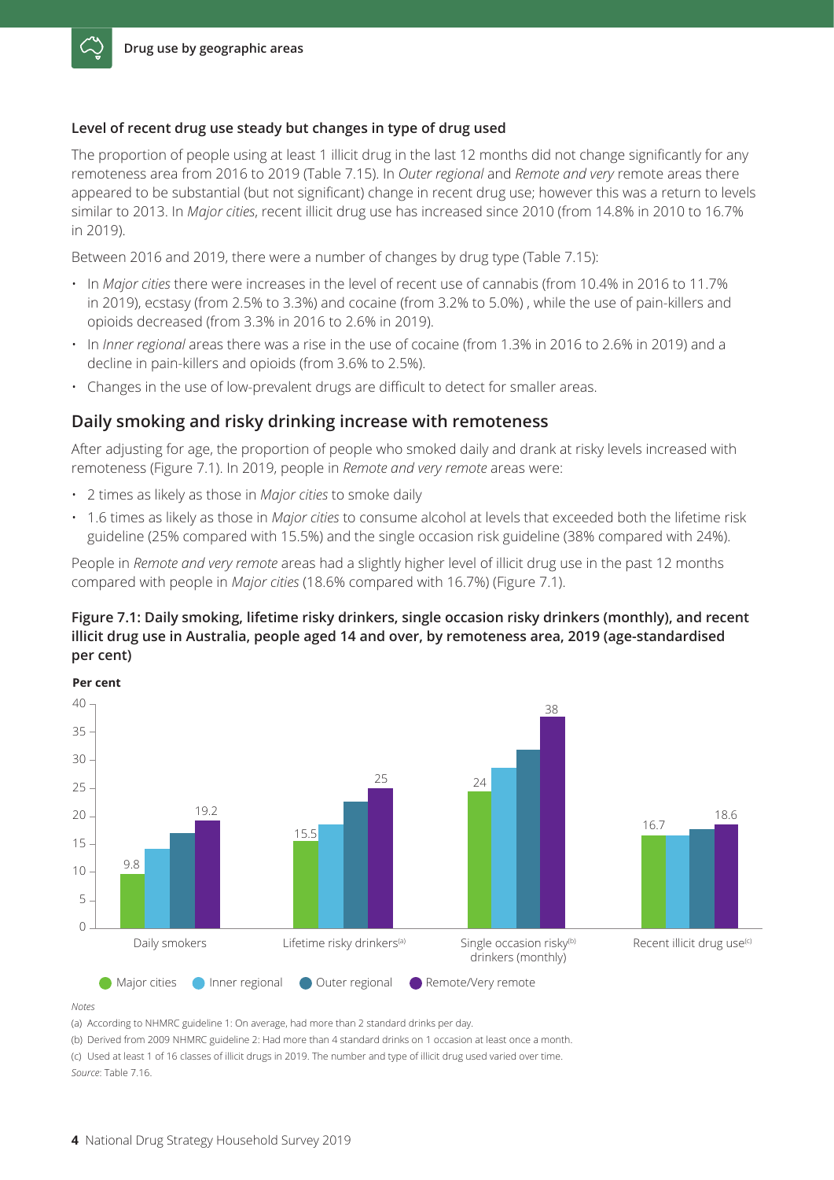### Level of recent drug use steady but changes in type of drug used

The proportion of people using at least 1 illicit drug in the last 12 months did not change significantly for any remoteness area from 2016 to 2019 (Table 7.15). In *Outer regional* and *Remote and very* remote areas there appeared to be substantial (but not significant) change in recent drug use; however this was a return to levels similar to 2013. In *Major cities*, recent illicit drug use has increased since 2010 (from 14.8% in 2010 to 16.7% in 2019).

Between 2016 and 2019, there were a number of changes by drug type (Table 7.15):

- In *Major cities* there were increases in the level of recent use of cannabis (from 10.4% in 2016 to 11.7% in 2019), ecstasy (from 2.5% to 3.3%) and cocaine (from 3.2% to 5.0%) , while the use of pain-killers and opioids decreased (from 3.3% in 2016 to 2.6% in 2019).
- In *Inner regional* areas there was a rise in the use of cocaine (from 1.3% in 2016 to 2.6% in 2019) and a decline in pain-killers and opioids (from 3.6% to 2.5%).
- Changes in the use of low-prevalent drugs are difficult to detect for smaller areas.

## Daily smoking and risky drinking increase with remoteness

After adjusting for age, the proportion of people who smoked daily and drank at risky levels increased with remoteness (Figure 7.1). In 2019, people in *Remote and very remote* areas were:

- 2 times as likely as those in *Major cities* to smoke daily
- 1.6 times as likely as those in *Major cities* to consume alcohol at levels that exceeded both the lifetime risk guideline (25% compared with 15.5%) and the single occasion risk guideline (38% compared with 24%).

People in *Remote and very remote* areas had a slightly higher level of illicit drug use in the past 12 months compared with people in *Major cities* (18.6% compared with 16.7%) (Figure 7.1).

**Figure 7.1: Daily smoking, lifetime risky drinkers, single occasion risky drinkers (monthly), and recent illicit drug use in Australia, people aged 14 and over, by remoteness area, 2019 (age-standardised per cent)**

| Per cent | Major cities | Inner regional | Outer regional | Remote/Very remote |
|---|---|---|---|---|
| Daily smokers | 9.8 | | | 19.2 |
| Lifetime risky drinkers[(a)] | 15.5 | | | 25 |
| Single occasion risky[(b)] drinkers (monthly) | 24 | | | 38 |
| Recent illicit drug use[(c)] | 16.7 | | | 18.6 |

*Notes*

(a) According to NHMRC guideline 1: On average, had more than 2 standard drinks per day.

(b) Derived from 2009 NHMRC guideline 2: Had more than 4 standard drinks on 1 occasion at least once a month.

(c) Used at least 1 of 16 classes of illicit drugs in 2019. The number and type of illicit drug used varied over time.

*Source*: Table 7.16.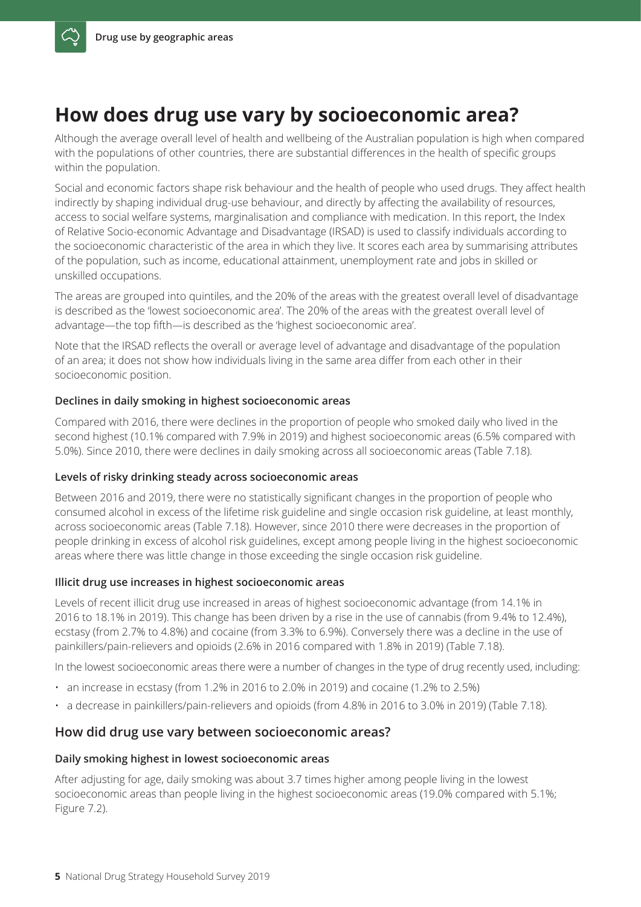# How does drug use vary by socioeconomic area?

Although the average overall level of health and wellbeing of the Australian population is high when compared with the populations of other countries, there are substantial differences in the health of specific groups within the population.

Social and economic factors shape risk behaviour and the health of people who used drugs. They affect health indirectly by shaping individual drug-use behaviour, and directly by affecting the availability of resources, access to social welfare systems, marginalisation and compliance with medication. In this report, the Index of Relative Socio-economic Advantage and Disadvantage (IRSAD) is used to classify individuals according to the socioeconomic characteristic of the area in which they live. It scores each area by summarising attributes of the population, such as income, educational attainment, unemployment rate and jobs in skilled or unskilled occupations.

The areas are grouped into quintiles, and the 20% of the areas with the greatest overall level of disadvantage is described as the 'lowest socioeconomic area'. The 20% of the areas with the greatest overall level of advantage—the top fifth—is described as the 'highest socioeconomic area'.

Note that the IRSAD reflects the overall or average level of advantage and disadvantage of the population of an area; it does not show how individuals living in the same area differ from each other in their socioeconomic position.

### Declines in daily smoking in highest socioeconomic areas

Compared with 2016, there were declines in the proportion of people who smoked daily who lived in the second highest (10.1% compared with 7.9% in 2019) and highest socioeconomic areas (6.5% compared with 5.0%). Since 2010, there were declines in daily smoking across all socioeconomic areas (Table 7.18).

### Levels of risky drinking steady across socioeconomic areas

Between 2016 and 2019, there were no statistically significant changes in the proportion of people who consumed alcohol in excess of the lifetime risk guideline and single occasion risk guideline, at least monthly, across socioeconomic areas (Table 7.18). However, since 2010 there were decreases in the proportion of people drinking in excess of alcohol risk guidelines, except among people living in the highest socioeconomic areas where there was little change in those exceeding the single occasion risk guideline.

### Illicit drug use increases in highest socioeconomic areas

Levels of recent illicit drug use increased in areas of highest socioeconomic advantage (from 14.1% in 2016 to 18.1% in 2019). This change has been driven by a rise in the use of cannabis (from 9.4% to 12.4%), ecstasy (from 2.7% to 4.8%) and cocaine (from 3.3% to 6.9%). Conversely there was a decline in the use of painkillers/pain-relievers and opioids (2.6% in 2016 compared with 1.8% in 2019) (Table 7.18).

In the lowest socioeconomic areas there were a number of changes in the type of drug recently used, including:

- an increase in ecstasy (from 1.2% in 2016 to 2.0% in 2019) and cocaine (1.2% to 2.5%)
- a decrease in painkillers/pain-relievers and opioids (from 4.8% in 2016 to 3.0% in 2019) (Table 7.18).

## How did drug use vary between socioeconomic areas?

### Daily smoking highest in lowest socioeconomic areas

After adjusting for age, daily smoking was about 3.7 times higher among people living in the lowest socioeconomic areas than people living in the highest socioeconomic areas (19.0% compared with 5.1%; Figure 7.2).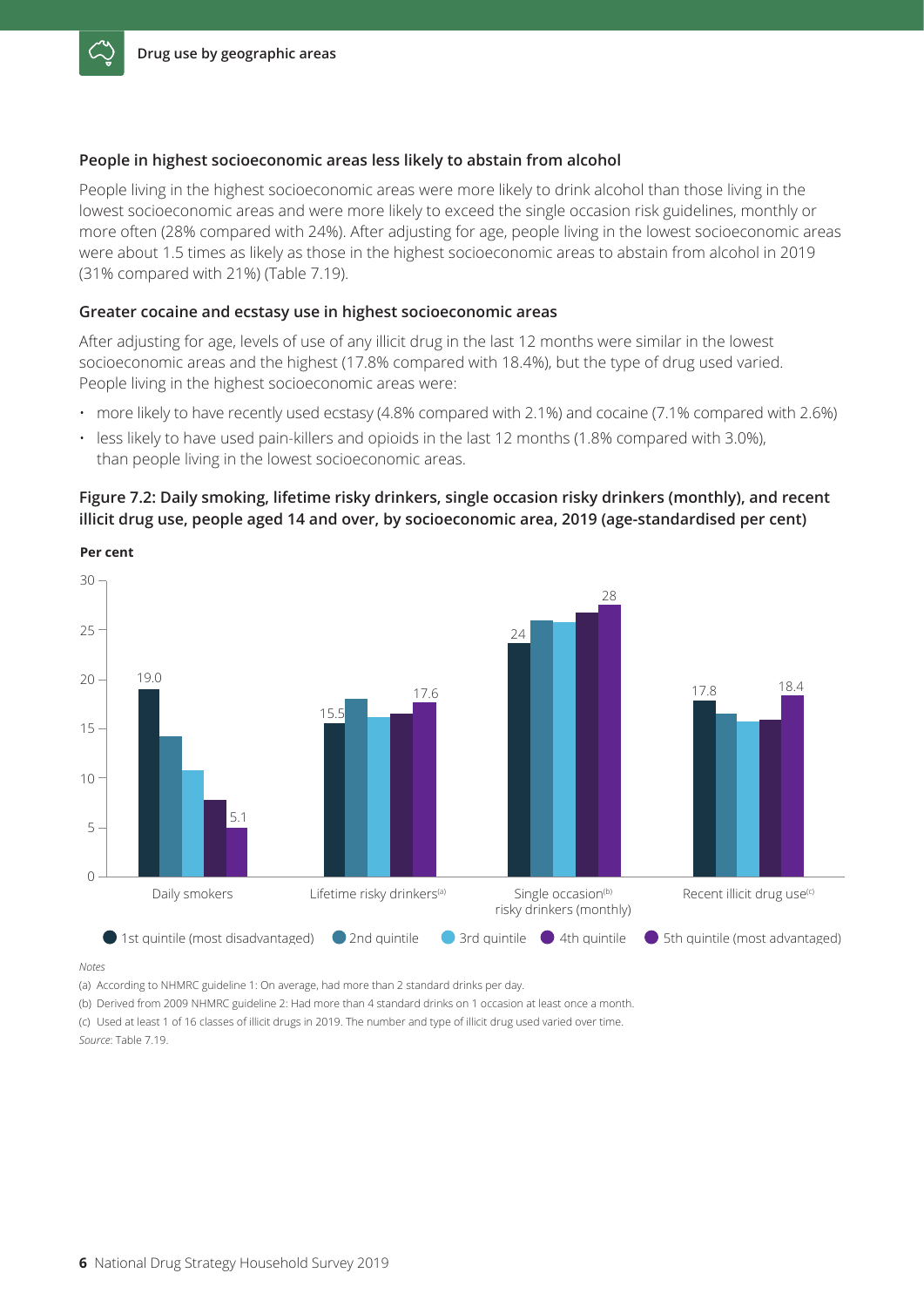### People in highest socioeconomic areas less likely to abstain from alcohol

People living in the highest socioeconomic areas were more likely to drink alcohol than those living in the lowest socioeconomic areas and were more likely to exceed the single occasion risk guidelines, monthly or more often (28% compared with 24%). After adjusting for age, people living in the lowest socioeconomic areas were about 1.5 times as likely as those in the highest socioeconomic areas to abstain from alcohol in 2019 (31% compared with 21%) (Table 7.19).

### Greater cocaine and ecstasy use in highest socioeconomic areas

After adjusting for age, levels of use of any illicit drug in the last 12 months were similar in the lowest socioeconomic areas and the highest (17.8% compared with 18.4%), but the type of drug used varied. People living in the highest socioeconomic areas were:

- more likely to have recently used ecstasy (4.8% compared with 2.1%) and cocaine (7.1% compared with 2.6%)
- less likely to have used pain-killers and opioids in the last 12 months (1.8% compared with 3.0%), than people living in the lowest socioeconomic areas.

**Figure 7.2: Daily smoking, lifetime risky drinkers, single occasion risky drinkers (monthly), and recent illicit drug use, people aged 14 and over, by socioeconomic area, 2019 (age-standardised per cent)**

Per cent

| | 1st quintile (most disadvantaged) | 2nd quintile | 3rd quintile | 4th quintile | 5th quintile (most advantaged) |
|---|---|---|---|---|---|
| Daily smokers | 19.0 | | | | 5.1 |
| Lifetime risky drinkers[(a)] | 15.5 | | | | 17.6 |
| Single occasion[(b)] risky drinkers (monthly) | 24 | | | | 28 |
| Recent illicit drug use[(c)] | 17.8 | | | | 18.4 |

*Notes*

(a) According to NHMRC guideline 1: On average, had more than 2 standard drinks per day.

(b) Derived from 2009 NHMRC guideline 2: Had more than 4 standard drinks on 1 occasion at least once a month.

(c) Used at least 1 of 16 classes of illicit drugs in 2019. The number and type of illicit drug used varied over time.

*Source*: Table 7.19.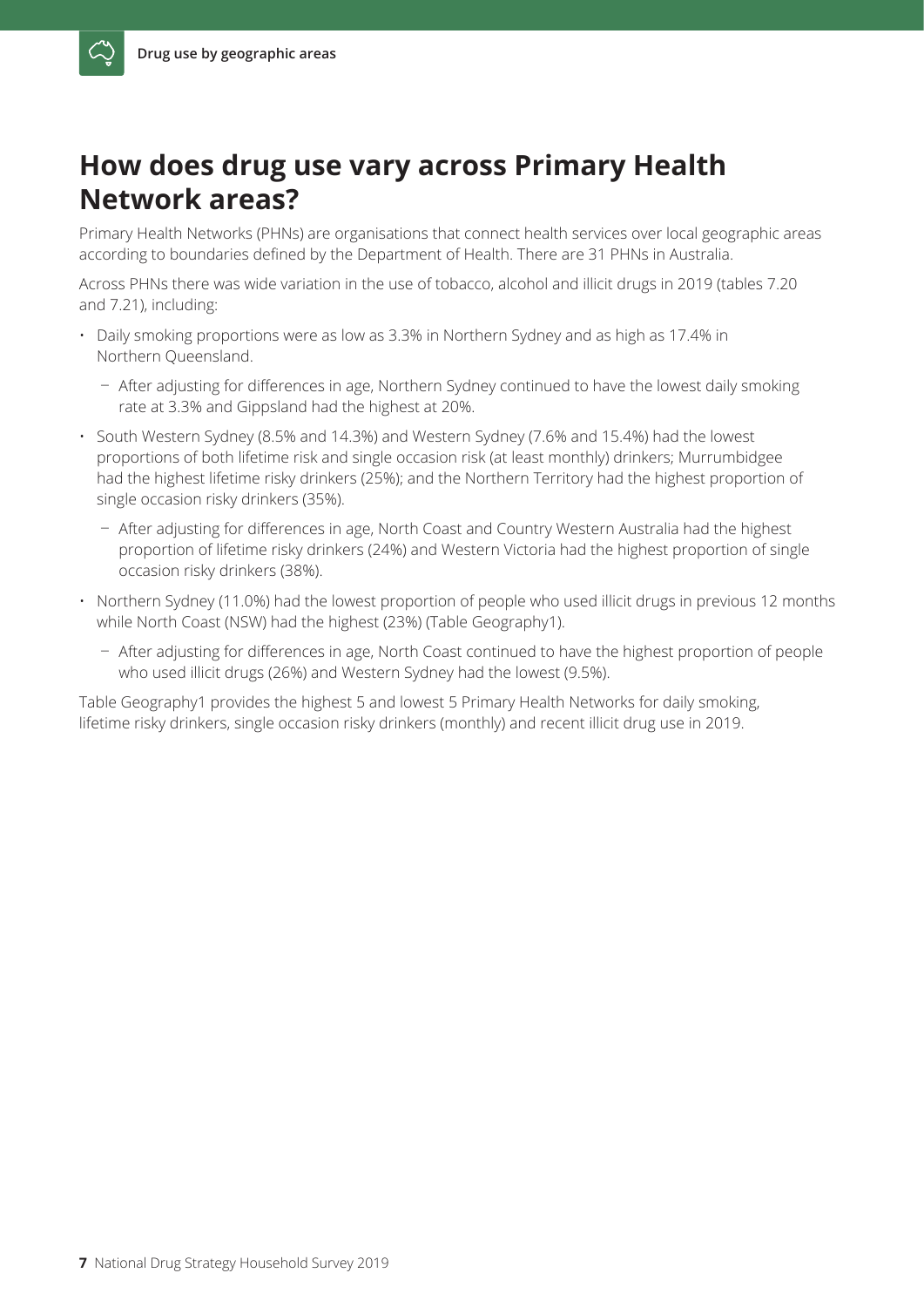# How does drug use vary across Primary Health Network areas?

Primary Health Networks (PHNs) are organisations that connect health services over local geographic areas according to boundaries defined by the Department of Health. There are 31 PHNs in Australia.

Across PHNs there was wide variation in the use of tobacco, alcohol and illicit drugs in 2019 (tables 7.20 and 7.21), including:

- Daily smoking proportions were as low as 3.3% in Northern Sydney and as high as 17.4% in Northern Queensland.
  - After adjusting for differences in age, Northern Sydney continued to have the lowest daily smoking rate at 3.3% and Gippsland had the highest at 20%.
- South Western Sydney (8.5% and 14.3%) and Western Sydney (7.6% and 15.4%) had the lowest proportions of both lifetime risk and single occasion risk (at least monthly) drinkers; Murrumbidgee had the highest lifetime risky drinkers (25%); and the Northern Territory had the highest proportion of single occasion risky drinkers (35%).
  - After adjusting for differences in age, North Coast and Country Western Australia had the highest proportion of lifetime risky drinkers (24%) and Western Victoria had the highest proportion of single occasion risky drinkers (38%).
- Northern Sydney (11.0%) had the lowest proportion of people who used illicit drugs in previous 12 months while North Coast (NSW) had the highest (23%) (Table Geography1).
  - After adjusting for differences in age, North Coast continued to have the highest proportion of people who used illicit drugs (26%) and Western Sydney had the lowest (9.5%).

Table Geography1 provides the highest 5 and lowest 5 Primary Health Networks for daily smoking, lifetime risky drinkers, single occasion risky drinkers (monthly) and recent illicit drug use in 2019.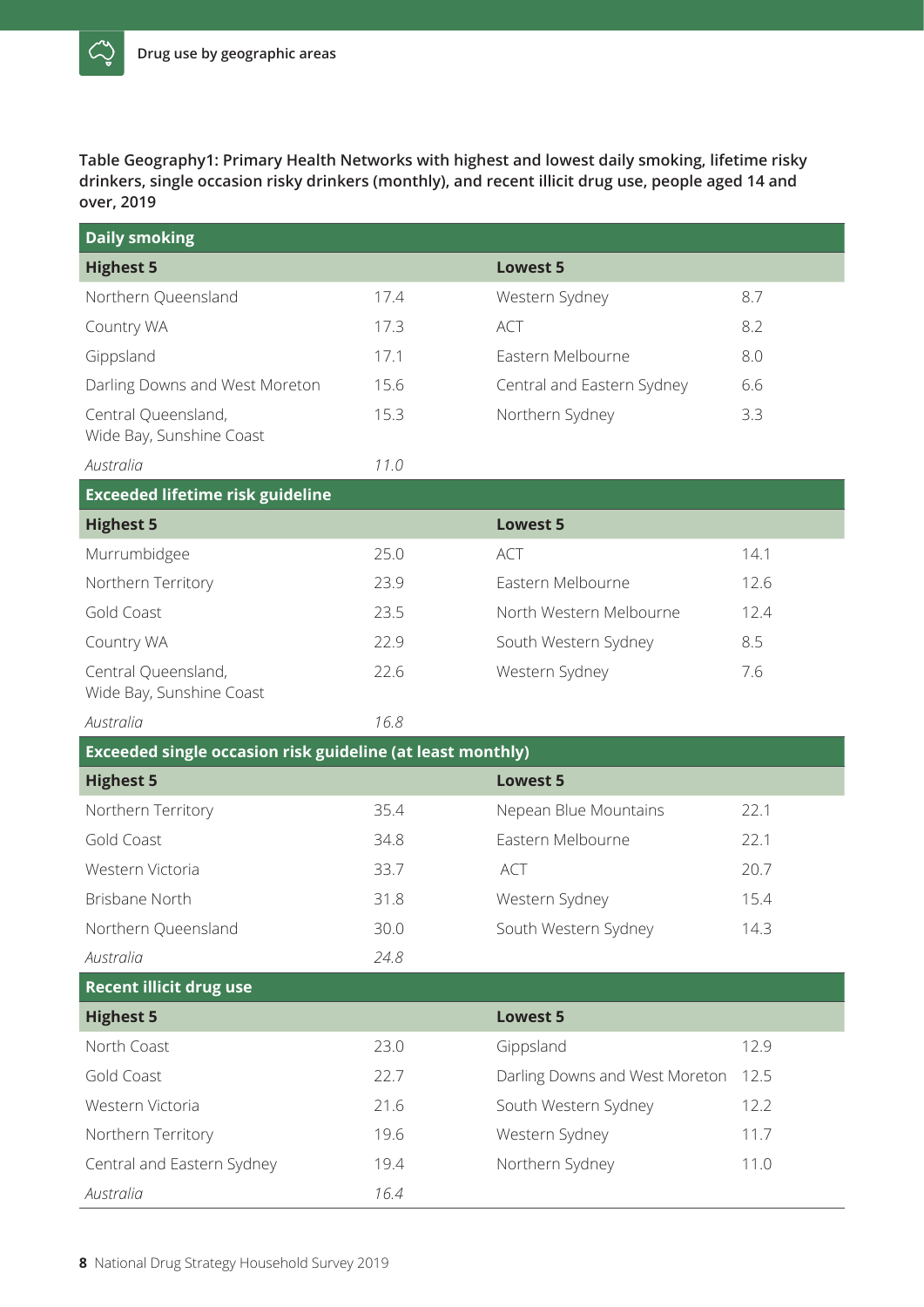**Table Geography1: Primary Health Networks with highest and lowest daily smoking, lifetime risky drinkers, single occasion risky drinkers (monthly), and recent illicit drug use, people aged 14 and over, 2019**

| **Daily smoking** | | | |
|---|---|---|---|
| **Highest 5** | | **Lowest 5** | |
| Northern Queensland | 17.4 | Western Sydney | 8.7 |
| Country WA | 17.3 | ACT | 8.2 |
| Gippsland | 17.1 | Eastern Melbourne | 8.0 |
| Darling Downs and West Moreton | 15.6 | Central and Eastern Sydney | 6.6 |
| Central Queensland, Wide Bay, Sunshine Coast | 15.3 | Northern Sydney | 3.3 |
| *Australia* | *11.0* | | |
| **Exceeded lifetime risk guideline** | | | |
| **Highest 5** | | **Lowest 5** | |
| Murrumbidgee | 25.0 | ACT | 14.1 |
| Northern Territory | 23.9 | Eastern Melbourne | 12.6 |
| Gold Coast | 23.5 | North Western Melbourne | 12.4 |
| Country WA | 22.9 | South Western Sydney | 8.5 |
| Central Queensland, Wide Bay, Sunshine Coast | 22.6 | Western Sydney | 7.6 |
| *Australia* | *16.8* | | |
| **Exceeded single occasion risk guideline (at least monthly)** | | | |
| **Highest 5** | | **Lowest 5** | |
| Northern Territory | 35.4 | Nepean Blue Mountains | 22.1 |
| Gold Coast | 34.8 | Eastern Melbourne | 22.1 |
| Western Victoria | 33.7 | ACT | 20.7 |
| Brisbane North | 31.8 | Western Sydney | 15.4 |
| Northern Queensland | 30.0 | South Western Sydney | 14.3 |
| *Australia* | *24.8* | | |
| **Recent illicit drug use** | | | |
| **Highest 5** | | **Lowest 5** | |
| North Coast | 23.0 | Gippsland | 12.9 |
| Gold Coast | 22.7 | Darling Downs and West Moreton | 12.5 |
| Western Victoria | 21.6 | South Western Sydney | 12.2 |
| Northern Territory | 19.6 | Western Sydney | 11.7 |
| Central and Eastern Sydney | 19.4 | Northern Sydney | 11.0 |
| *Australia* | *16.4* | | |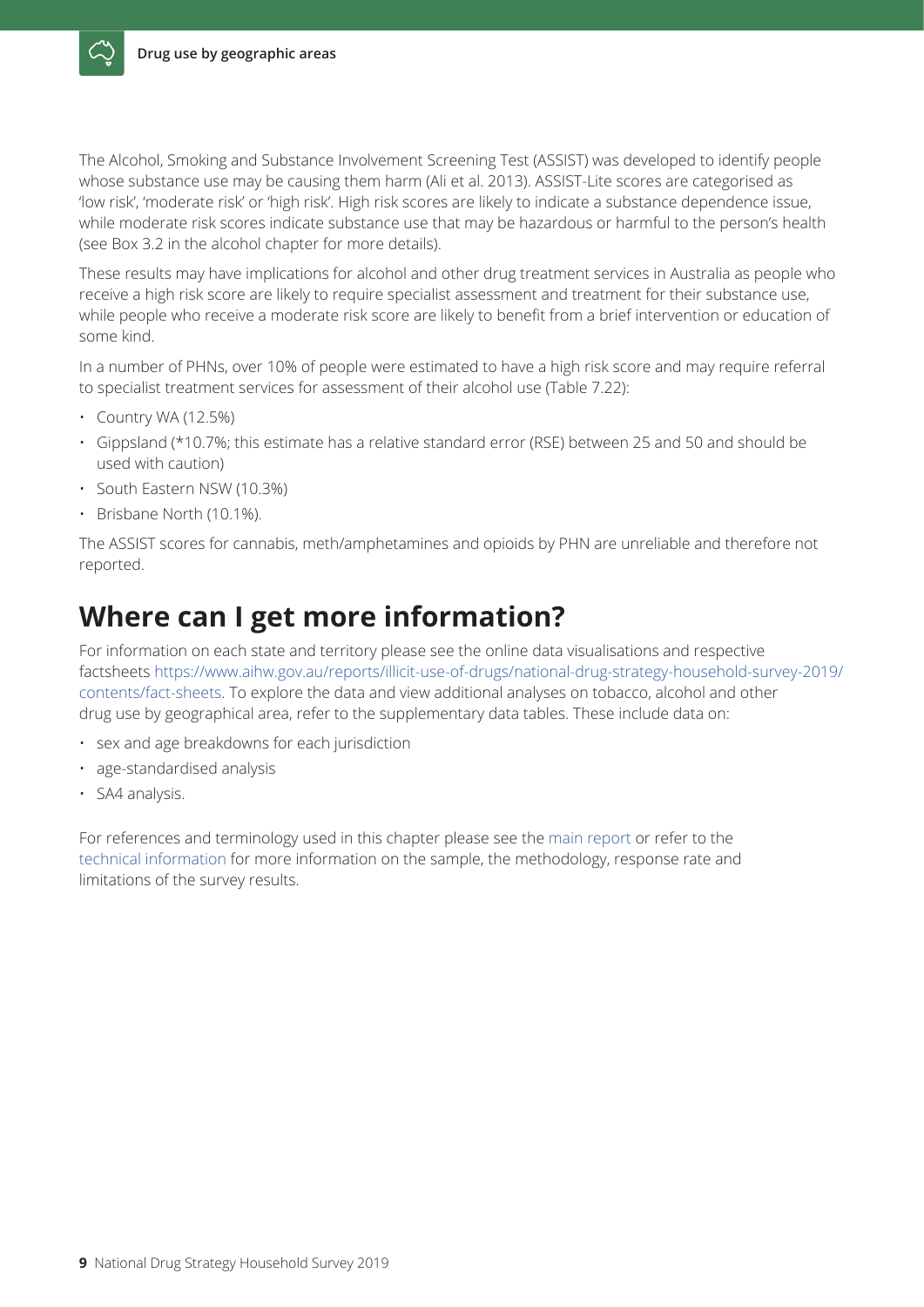The Alcohol, Smoking and Substance Involvement Screening Test (ASSIST) was developed to identify people whose substance use may be causing them harm (Ali et al. 2013). ASSIST-Lite scores are categorised as 'low risk', 'moderate risk' or 'high risk'. High risk scores are likely to indicate a substance dependence issue, while moderate risk scores indicate substance use that may be hazardous or harmful to the person's health (see Box 3.2 in the alcohol chapter for more details).

These results may have implications for alcohol and other drug treatment services in Australia as people who receive a high risk score are likely to require specialist assessment and treatment for their substance use, while people who receive a moderate risk score are likely to benefit from a brief intervention or education of some kind.

In a number of PHNs, over 10% of people were estimated to have a high risk score and may require referral to specialist treatment services for assessment of their alcohol use (Table 7.22):

- Country WA (12.5%)
- Gippsland (*10.7%; this estimate has a relative standard error (RSE) between 25 and 50 and should be used with caution)
- South Eastern NSW (10.3%)
- Brisbane North (10.1%).

The ASSIST scores for cannabis, meth/amphetamines and opioids by PHN are unreliable and therefore not reported.

## Where can I get more information?

For information on each state and territory please see the online data visualisations and respective factsheets https://www.aihw.gov.au/reports/illicit-use-of-drugs/national-drug-strategy-household-survey-2019/contents/fact-sheets. To explore the data and view additional analyses on tobacco, alcohol and other drug use by geographical area, refer to the supplementary data tables. These include data on:

- sex and age breakdowns for each jurisdiction
- age-standardised analysis
- SA4 analysis.

For references and terminology used in this chapter please see the main report or refer to the technical information for more information on the sample, the methodology, response rate and limitations of the survey results.